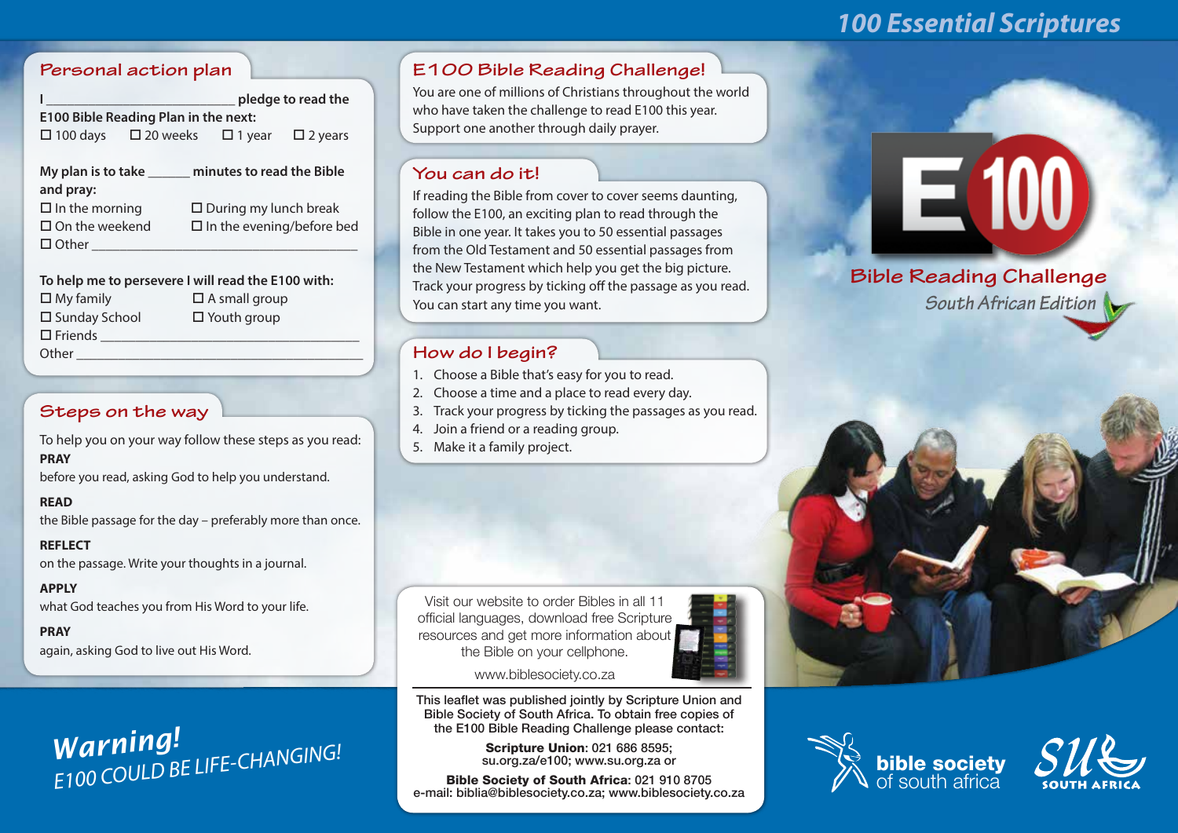# 100 Essential Scriptures

## Personal action plan

**I ___________________________ pledge to read the E100 Bible Reading Plan in the next:**

☐ 100 days ☐ 20 weeks ☐ 1 year ☐ 2 years

**My plan is to take ______ minutes to read the Bible and pray:**

☐ In the morning ☐ During my lunch break
☐ On the weekend ☐ In the evening/before bed
☐ Other ________________________________________

**To help me to persevere I will read the E100 with:**

☐ My family ☐ A small group
☐ Sunday School ☐ Youth group
☐ Friends ______________________________________
Other _________________________________________

## Steps on the way

To help you on your way follow these steps as you read:

**PRAY**
before you read, asking God to help you understand.

**READ**
the Bible passage for the day – preferably more than once.

**REFLECT**
on the passage. Write your thoughts in a journal.

**APPLY**
what God teaches you from His Word to your life.

**PRAY**
again, asking God to live out His Word.

## E100 Bible Reading Challenge!

You are one of millions of Christians throughout the world who have taken the challenge to read E100 this year. Support one another through daily prayer.

## You can do it!

If reading the Bible from cover to cover seems daunting, follow the E100, an exciting plan to read through the Bible in one year. It takes you to 50 essential passages from the Old Testament and 50 essential passages from the New Testament which help you get the big picture. Track your progress by ticking off the passage as you read. You can start any time you want.

## How do I begin?

1. Choose a Bible that's easy for you to read.
2. Choose a time and a place to read every day.
3. Track your progress by ticking the passages as you read.
4. Join a friend or a reading group.
5. Make it a family project.

Visit our website to order Bibles in all 11 official languages, download free Scripture resources and get more information about the Bible on your cellphone.

www.biblesociety.co.za

This leaflet was published jointly by Scripture Union and Bible Society of South Africa. To obtain free copies of the E100 Bible Reading Challenge please contact:

**Scripture Union:** 021 686 8595; su.org.za/e100; www.su.org.za or

**Bible Society of South Africa:** 021 910 8705
e-mail: biblia@biblesociety.co.za; www.biblesociety.co.za

# E100 Bible Reading Challenge

*South African Edition*

***Warning!***
*E100 COULD BE LIFE-CHANGING!*

bible society of south africa

SU SOUTH AFRICA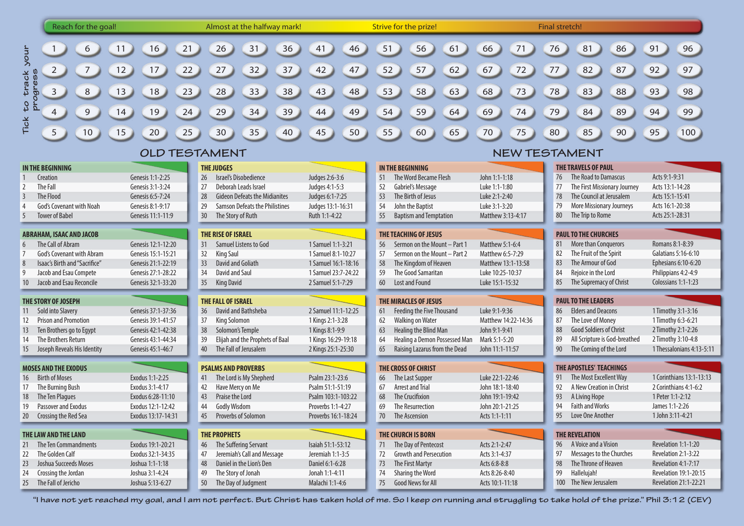Reach for the goal! — Almost at the halfway mark! — Strive for the prize! — Final stretch!

Tick to track your progress

1 2 3 4 5 6 7 8 9 10 11 12 13 14 15 16 17 18 19 20 21 22 23 24 25 26 27 28 29 30 31 32 33 34 35 36 37 38 39 40 41 42 43 44 45 46 47 48 49 50 51 52 53 54 55 56 57 58 59 60 61 62 63 64 65 66 67 68 69 70 71 72 73 74 75 76 77 78 79 80 81 82 83 84 85 86 87 88 89 90 91 92 93 94 95 96 97 98 99 100

## OLD TESTAMENT

### IN THE BEGINNING

| | | |
|---|---|---|
| 1 | Creation | Genesis 1:1-2:25 |
| 2 | The Fall | Genesis 3:1-3:24 |
| 3 | The Flood | Genesis 6:5-7:24 |
| 4 | God's Covenant with Noah | Genesis 8:1-9:17 |
| 5 | Tower of Babel | Genesis 11:1-11:9 |

### ABRAHAM, ISAAC AND JACOB

| | | |
|---|---|---|
| 6 | The Call of Abram | Genesis 12:1-12:20 |
| 7 | God's Covenant with Abram | Genesis 15:1-15:21 |
| 8 | Isaac's Birth and "Sacrifice" | Genesis 21:1-22:19 |
| 9 | Jacob and Esau Compete | Genesis 27:1-28:22 |
| 10 | Jacob and Esau Reconcile | Genesis 32:1-33:20 |

### THE STORY OF JOSEPH

| | | |
|---|---|---|
| 11 | Sold into Slavery | Genesis 37:1-37:36 |
| 12 | Prison and Promotion | Genesis 39:1-41:57 |
| 13 | Ten Brothers go to Egypt | Genesis 42:1-42:38 |
| 14 | The Brothers Return | Genesis 43:1-44:34 |
| 15 | Joseph Reveals His Identity | Genesis 45:1-46:7 |

### MOSES AND THE EXODUS

| | | |
|---|---|---|
| 16 | Birth of Moses | Exodus 1:1-2:25 |
| 17 | The Burning Bush | Exodus 3:1-4:17 |
| 18 | The Ten Plagues | Exodus 6:28-11:10 |
| 19 | Passover and Exodus | Exodus 12:1-12:42 |
| 20 | Crossing the Red Sea | Exodus 13:17-14:31 |

### THE LAW AND THE LAND

| | | |
|---|---|---|
| 21 | The Ten Commandments | Exodus 19:1-20:21 |
| 22 | The Golden Calf | Exodus 32:1-34:35 |
| 23 | Joshua Succeeds Moses | Joshua 1:1-1:18 |
| 24 | Crossing the Jordan | Joshua 3:1-4:24 |
| 25 | The Fall of Jericho | Joshua 5:13-6:27 |

### THE JUDGES

| | | |
|---|---|---|
| 26 | Israel's Disobedience | Judges 2:6-3:6 |
| 27 | Deborah Leads Israel | Judges 4:1-5:3 |
| 28 | Gideon Defeats the Midianites | Judges 6:1-7:25 |
| 29 | Samson Defeats the Philistines | Judges 13:1-16:31 |
| 30 | The Story of Ruth | Ruth 1:1-4:22 |

### THE RISE OF ISRAEL

| | | |
|---|---|---|
| 31 | Samuel Listens to God | 1 Samuel 1:1-3:21 |
| 32 | King Saul | 1 Samuel 8:1-10:27 |
| 33 | David and Goliath | 1 Samuel 16:1-18:16 |
| 34 | David and Saul | 1 Samuel 23:7-24:22 |
| 35 | King David | 2 Samuel 5:1-7:29 |

### THE FALL OF ISRAEL

| | | |
|---|---|---|
| 36 | David and Bathsheba | 2 Samuel 11:1-12:25 |
| 37 | King Solomon | 1 Kings 2:1-3:28 |
| 38 | Solomon's Temple | 1 Kings 8:1-9:9 |
| 39 | Elijah and the Prophets of Baal | 1 Kings 16:29-19:18 |
| 40 | The Fall of Jerusalem | 2 Kings 25:1-25:30 |

### PSALMS AND PROVERBS

| | | |
|---|---|---|
| 41 | The Lord is My Shepherd | Psalm 23:1-23:6 |
| 42 | Have Mercy on Me | Psalm 51:1-51:19 |
| 43 | Praise the Lord | Psalm 103:1-103:22 |
| 44 | Godly Wisdom | Proverbs 1:1-4:27 |
| 45 | Proverbs of Solomon | Proverbs 16:1-18:24 |

### THE PROPHETS

| | | |
|---|---|---|
| 46 | The Suffering Servant | Isaiah 51:1-53:12 |
| 47 | Jeremiah's Call and Message | Jeremiah 1:1-3:5 |
| 48 | Daniel in the Lion's Den | Daniel 6:1-6:28 |
| 49 | The Story of Jonah | Jonah 1:1-4:11 |
| 50 | The Day of Judgment | Malachi 1:1-4:6 |

## NEW TESTAMENT

### IN THE BEGINNING

| | | |
|---|---|---|
| 51 | The Word Became Flesh | John 1:1-1:18 |
| 52 | Gabriel's Message | Luke 1:1-1:80 |
| 53 | The Birth of Jesus | Luke 2:1-2:40 |
| 54 | John the Baptist | Luke 3:1-3:20 |
| 55 | Baptism and Temptation | Matthew 3:13-4:17 |

### THE TEACHING OF JESUS

| | | |
|---|---|---|
| 56 | Sermon on the Mount – Part 1 | Matthew 5:1-6:4 |
| 57 | Sermon on the Mount – Part 2 | Matthew 6:5-7:29 |
| 58 | The Kingdom of Heaven | Matthew 13:1-13:58 |
| 59 | The Good Samaritan | Luke 10:25-10:37 |
| 60 | Lost and Found | Luke 15:1-15:32 |

### THE MIRACLES OF JESUS

| | | |
|---|---|---|
| 61 | Feeding the Five Thousand | Luke 9:1-9:36 |
| 62 | Walking on Water | Matthew 14:22-14:36 |
| 63 | Healing the Blind Man | John 9:1-9:41 |
| 64 | Healing a Demon Possessed Man | Mark 5:1-5:20 |
| 65 | Raising Lazarus from the Dead | John 11:1-11:57 |

### THE CROSS OF CHRIST

| | | |
|---|---|---|
| 66 | The Last Supper | Luke 22:1-22:46 |
| 67 | Arrest and Trial | John 18:1-18:40 |
| 68 | The Crucifixion | John 19:1-19:42 |
| 69 | The Resurrection | John 20:1-21:25 |
| 70 | The Ascension | Acts 1:1-1:11 |

### THE CHURCH IS BORN

| | | |
|---|---|---|
| 71 | The Day of Pentecost | Acts 2:1-2:47 |
| 72 | Growth and Persecution | Acts 3:1-4:37 |
| 73 | The First Martyr | Acts 6:8-8:8 |
| 74 | Sharing the Word | Acts 8:26-8:40 |
| 75 | Good News for All | Acts 10:1-11:18 |

### THE TRAVELS OF PAUL

| | | |
|---|---|---|
| 76 | The Road to Damascus | Acts 9:1-9:31 |
| 77 | The First Missionary Journey | Acts 13:1-14:28 |
| 78 | The Council at Jerusalem | Acts 15:1-15:41 |
| 79 | More Missionary Journeys | Acts 16:1-20:38 |
| 80 | The Trip to Rome | Acts 25:1-28:31 |

### PAUL TO THE CHURCHES

| | | |
|---|---|---|
| 81 | More than Conquerors | Romans 8:1-8:39 |
| 82 | The Fruit of the Spirit | Galatians 5:16-6:10 |
| 83 | The Armour of God | Ephesians 6:10-6:20 |
| 84 | Rejoice in the Lord | Philippians 4:2-4:9 |
| 85 | The Supremacy of Christ | Colossians 1:1-1:23 |

### PAUL TO THE LEADERS

| | | |
|---|---|---|
| 86 | Elders and Deacons | 1 Timothy 3:1-3:16 |
| 87 | The Love of Money | 1 Timothy 6:3-6:21 |
| 88 | Good Soldiers of Christ | 2 Timothy 2:1-2:26 |
| 89 | All Scripture is God-breathed | 2 Timothy 3:10-4:8 |
| 90 | The Coming of the Lord | 1 Thessalonians 4:13-5:11 |

### THE APOSTLES' TEACHINGS

| | | |
|---|---|---|
| 91 | The Most Excellent Way | 1 Corinthians 13:1-13:13 |
| 92 | A New Creation in Christ | 2 Corinthians 4:1-6:2 |
| 93 | A Living Hope | 1 Peter 1:1-2:12 |
| 94 | Faith and Works | James 1:1-2:26 |
| 95 | Love One Another | 1 John 3:11-4:21 |

### THE REVELATION

| | | |
|---|---|---|
| 96 | A Voice and a Vision | Revelation 1:1-1:20 |
| 97 | Messages to the Churches | Revelation 2:1-3:22 |
| 98 | The Throne of Heaven | Revelation 4:1-7:17 |
| 99 | Hallelujah! | Revelation 19:1-20:15 |
| 100 | The New Jerusalem | Revelation 21:1-22:21 |

"I have not yet reached my goal, and I am not perfect. But Christ has taken hold of me. So I keep on running and struggling to take hold of the prize." Phil 3:12 (CEV)